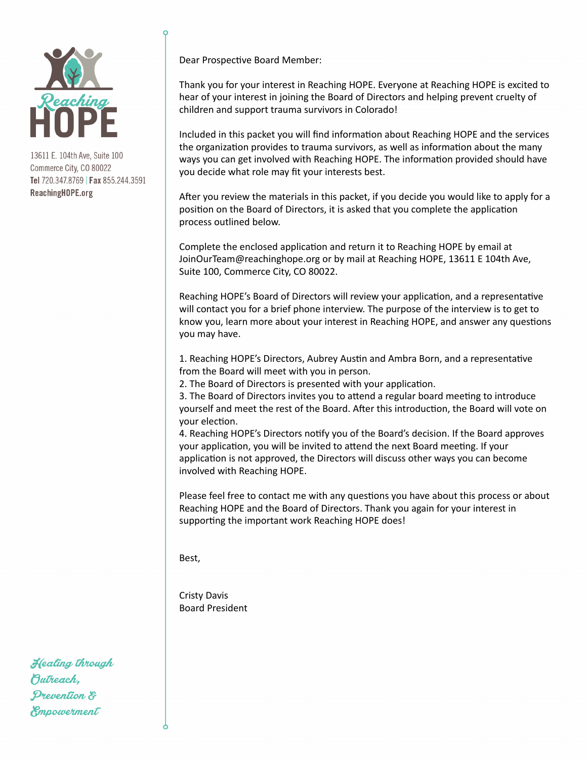Reaching HOPE

13611 E. 104th Ave, Suite 100
Commerce City, CO 80022
**Tel** 720.347.8769 | **Fax** 855.244.3591
**ReachingHOPE.org**

Dear Prospective Board Member:

Thank you for your interest in Reaching HOPE. Everyone at Reaching HOPE is excited to hear of your interest in joining the Board of Directors and helping prevent cruelty of children and support trauma survivors in Colorado!

Included in this packet you will find information about Reaching HOPE and the services the organization provides to trauma survivors, as well as information about the many ways you can get involved with Reaching HOPE. The information provided should have you decide what role may fit your interests best.

After you review the materials in this packet, if you decide you would like to apply for a position on the Board of Directors, it is asked that you complete the application process outlined below.

Complete the enclosed application and return it to Reaching HOPE by email at JoinOurTeam@reachinghope.org or by mail at Reaching HOPE, 13611 E 104th Ave, Suite 100, Commerce City, CO 80022.

Reaching HOPE's Board of Directors will review your application, and a representative will contact you for a brief phone interview. The purpose of the interview is to get to know you, learn more about your interest in Reaching HOPE, and answer any questions you may have.

1. Reaching HOPE's Directors, Aubrey Austin and Ambra Born, and a representative from the Board will meet with you in person.
2. The Board of Directors is presented with your application.
3. The Board of Directors invites you to attend a regular board meeting to introduce yourself and meet the rest of the Board. After this introduction, the Board will vote on your election.
4. Reaching HOPE's Directors notify you of the Board's decision. If the Board approves your application, you will be invited to attend the next Board meeting. If your application is not approved, the Directors will discuss other ways you can become involved with Reaching HOPE.

Please feel free to contact me with any questions you have about this process or about Reaching HOPE and the Board of Directors. Thank you again for your interest in supporting the important work Reaching HOPE does!

Best,

Cristy Davis
Board President

*Healing through Outreach, Prevention & Empowerment*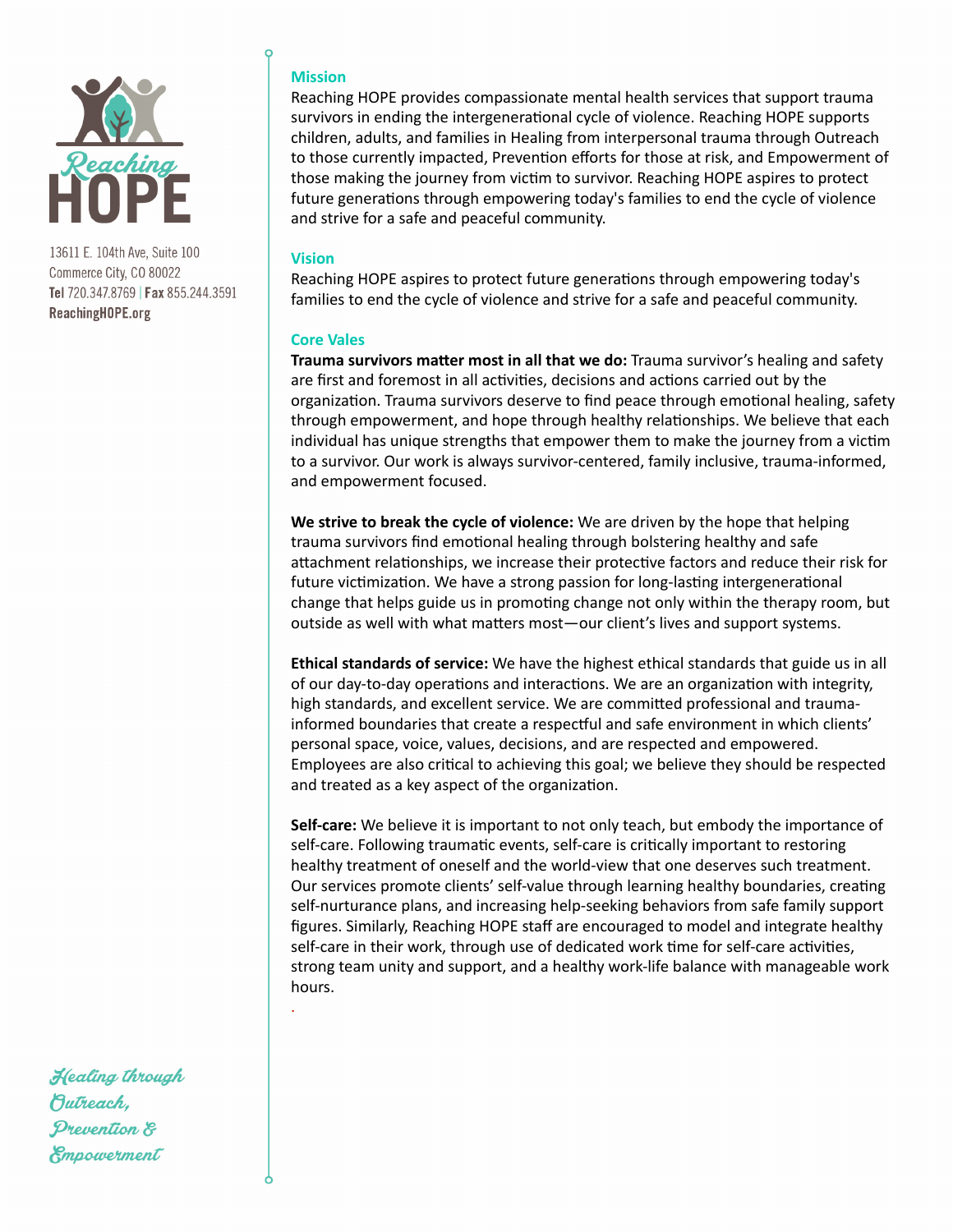Reaching HOPE

13611 E. 104th Ave, Suite 100
Commerce City, CO 80022
**Tel** 720.347.8769 | **Fax** 855.244.3591
**ReachingHOPE.org**

## Mission

Reaching HOPE provides compassionate mental health services that support trauma survivors in ending the intergenerational cycle of violence. Reaching HOPE supports children, adults, and families in Healing from interpersonal trauma through Outreach to those currently impacted, Prevention efforts for those at risk, and Empowerment of those making the journey from victim to survivor. Reaching HOPE aspires to protect future generations through empowering today's families to end the cycle of violence and strive for a safe and peaceful community.

## Vision

Reaching HOPE aspires to protect future generations through empowering today's families to end the cycle of violence and strive for a safe and peaceful community.

## Core Vales

**Trauma survivors matter most in all that we do:** Trauma survivor's healing and safety are first and foremost in all activities, decisions and actions carried out by the organization. Trauma survivors deserve to find peace through emotional healing, safety through empowerment, and hope through healthy relationships. We believe that each individual has unique strengths that empower them to make the journey from a victim to a survivor. Our work is always survivor-centered, family inclusive, trauma-informed, and empowerment focused.

**We strive to break the cycle of violence:** We are driven by the hope that helping trauma survivors find emotional healing through bolstering healthy and safe attachment relationships, we increase their protective factors and reduce their risk for future victimization. We have a strong passion for long-lasting intergenerational change that helps guide us in promoting change not only within the therapy room, but outside as well with what matters most—our client's lives and support systems.

**Ethical standards of service:** We have the highest ethical standards that guide us in all of our day-to-day operations and interactions. We are an organization with integrity, high standards, and excellent service. We are committed professional and trauma-informed boundaries that create a respectful and safe environment in which clients' personal space, voice, values, decisions, and are respected and empowered. Employees are also critical to achieving this goal; we believe they should be respected and treated as a key aspect of the organization.

**Self-care:** We believe it is important to not only teach, but embody the importance of self-care. Following traumatic events, self-care is critically important to restoring healthy treatment of oneself and the world-view that one deserves such treatment. Our services promote clients' self-value through learning healthy boundaries, creating self-nurturance plans, and increasing help-seeking behaviors from safe family support figures. Similarly, Reaching HOPE staff are encouraged to model and integrate healthy self-care in their work, through use of dedicated work time for self-care activities, strong team unity and support, and a healthy work-life balance with manageable work hours.

*Healing through Outreach, Prevention & Empowerment*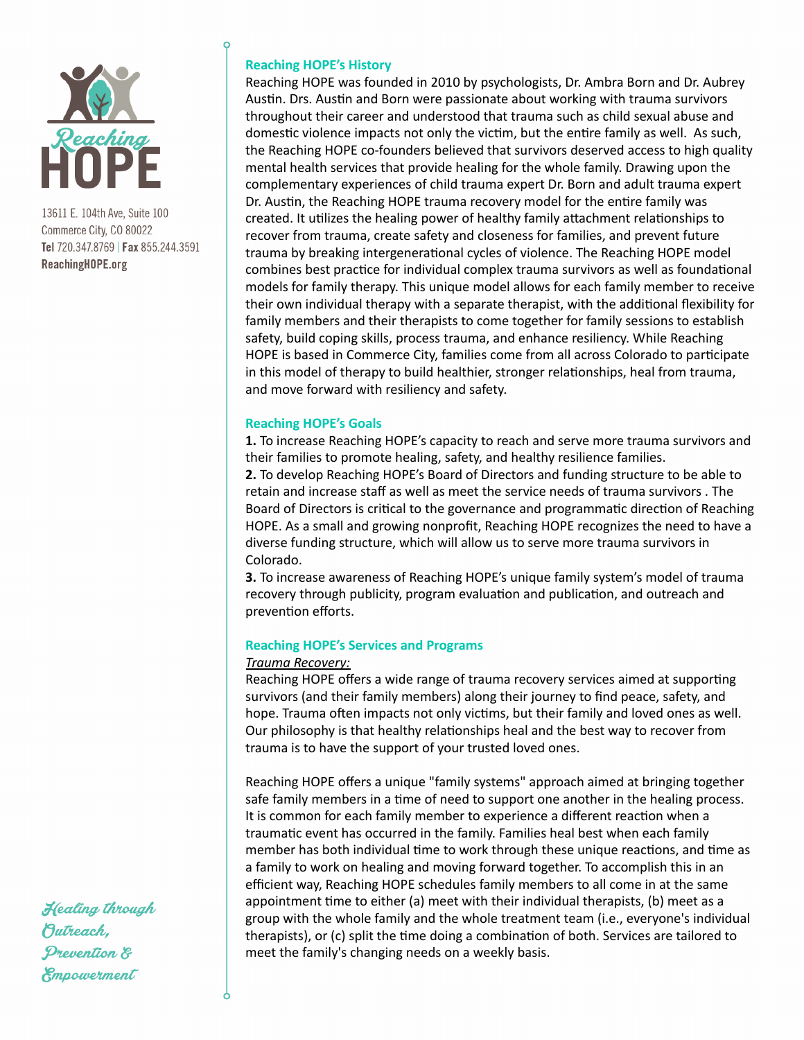Reaching HOPE

13611 E. 104th Ave, Suite 100
Commerce City, CO 80022
**Tel** 720.347.8769 | **Fax** 855.244.3591
**ReachingHOPE.org**

## Reaching HOPE's History

Reaching HOPE was founded in 2010 by psychologists, Dr. Ambra Born and Dr. Aubrey Austin. Drs. Austin and Born were passionate about working with trauma survivors throughout their career and understood that trauma such as child sexual abuse and domestic violence impacts not only the victim, but the entire family as well. As such, the Reaching HOPE co-founders believed that survivors deserved access to high quality mental health services that provide healing for the whole family. Drawing upon the complementary experiences of child trauma expert Dr. Born and adult trauma expert Dr. Austin, the Reaching HOPE trauma recovery model for the entire family was created. It utilizes the healing power of healthy family attachment relationships to recover from trauma, create safety and closeness for families, and prevent future trauma by breaking intergenerational cycles of violence. The Reaching HOPE model combines best practice for individual complex trauma survivors as well as foundational models for family therapy. This unique model allows for each family member to receive their own individual therapy with a separate therapist, with the additional flexibility for family members and their therapists to come together for family sessions to establish safety, build coping skills, process trauma, and enhance resiliency. While Reaching HOPE is based in Commerce City, families come from all across Colorado to participate in this model of therapy to build healthier, stronger relationships, heal from trauma, and move forward with resiliency and safety.

## Reaching HOPE's Goals

**1.** To increase Reaching HOPE's capacity to reach and serve more trauma survivors and their families to promote healing, safety, and healthy resilience families.
**2.** To develop Reaching HOPE's Board of Directors and funding structure to be able to retain and increase staff as well as meet the service needs of trauma survivors . The Board of Directors is critical to the governance and programmatic direction of Reaching HOPE. As a small and growing nonprofit, Reaching HOPE recognizes the need to have a diverse funding structure, which will allow us to serve more trauma survivors in Colorado.
**3.** To increase awareness of Reaching HOPE's unique family system's model of trauma recovery through publicity, program evaluation and publication, and outreach and prevention efforts.

## Reaching HOPE's Services and Programs

*Trauma Recovery:*

Reaching HOPE offers a wide range of trauma recovery services aimed at supporting survivors (and their family members) along their journey to find peace, safety, and hope. Trauma often impacts not only victims, but their family and loved ones as well. Our philosophy is that healthy relationships heal and the best way to recover from trauma is to have the support of your trusted loved ones.

Reaching HOPE offers a unique "family systems" approach aimed at bringing together safe family members in a time of need to support one another in the healing process. It is common for each family member to experience a different reaction when a traumatic event has occurred in the family. Families heal best when each family member has both individual time to work through these unique reactions, and time as a family to work on healing and moving forward together. To accomplish this in an efficient way, Reaching HOPE schedules family members to all come in at the same appointment time to either (a) meet with their individual therapists, (b) meet as a group with the whole family and the whole treatment team (i.e., everyone's individual therapists), or (c) split the time doing a combination of both. Services are tailored to meet the family's changing needs on a weekly basis.

*Healing through Outreach, Prevention & Empowerment*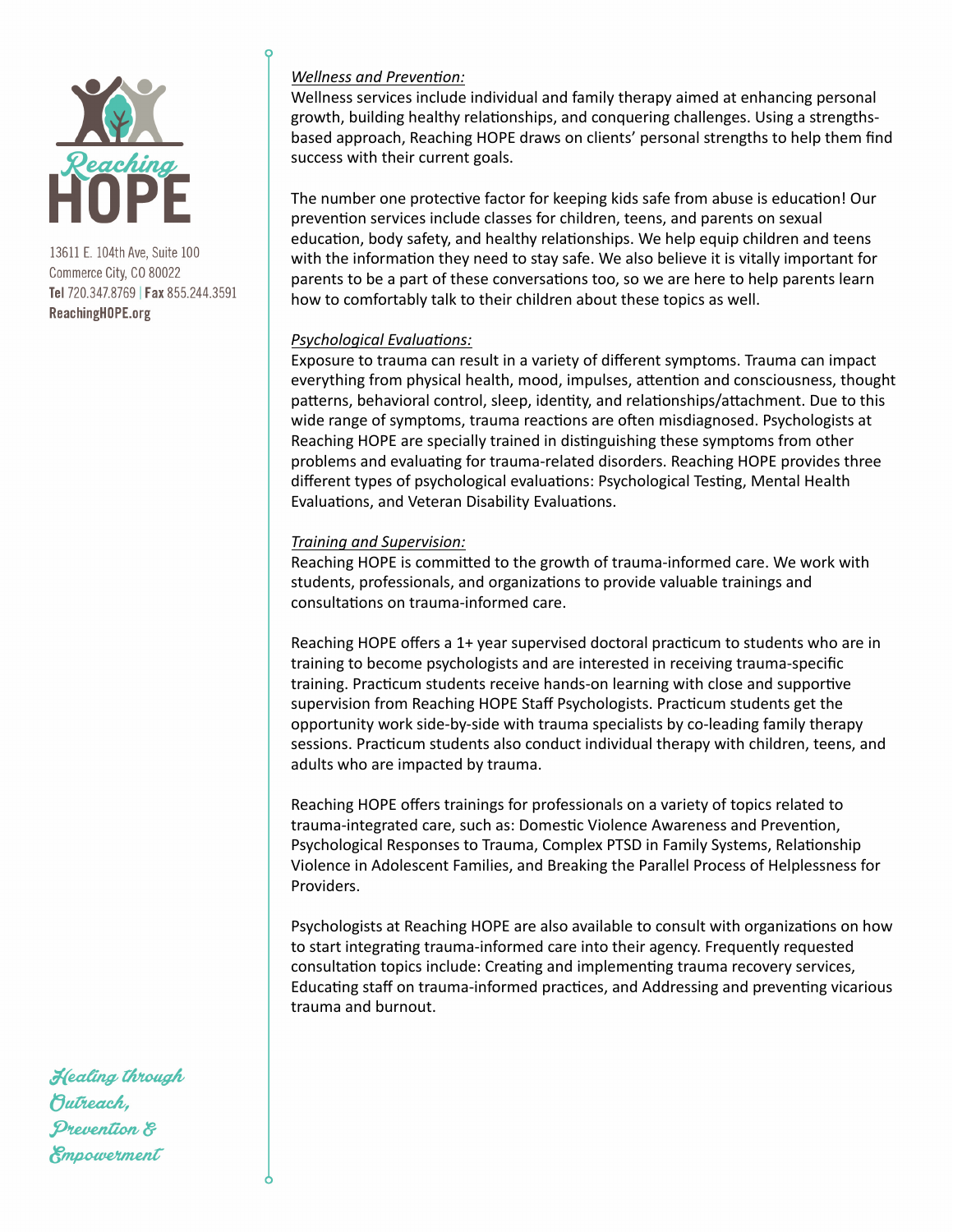13611 E. 104th Ave, Suite 100
Commerce City, CO 80022
**Tel** 720.347.8769 | **Fax** 855.244.3591
**ReachingHOPE.org**

*Healing through Outreach, Prevention & Empowerment*

*Wellness and Prevention:*

Wellness services include individual and family therapy aimed at enhancing personal growth, building healthy relationships, and conquering challenges. Using a strengths-based approach, Reaching HOPE draws on clients' personal strengths to help them find success with their current goals.

The number one protective factor for keeping kids safe from abuse is education! Our prevention services include classes for children, teens, and parents on sexual education, body safety, and healthy relationships. We help equip children and teens with the information they need to stay safe. We also believe it is vitally important for parents to be a part of these conversations too, so we are here to help parents learn how to comfortably talk to their children about these topics as well.

*Psychological Evaluations:*

Exposure to trauma can result in a variety of different symptoms. Trauma can impact everything from physical health, mood, impulses, attention and consciousness, thought patterns, behavioral control, sleep, identity, and relationships/attachment. Due to this wide range of symptoms, trauma reactions are often misdiagnosed. Psychologists at Reaching HOPE are specially trained in distinguishing these symptoms from other problems and evaluating for trauma-related disorders. Reaching HOPE provides three different types of psychological evaluations: Psychological Testing, Mental Health Evaluations, and Veteran Disability Evaluations.

*Training and Supervision:*

Reaching HOPE is committed to the growth of trauma-informed care. We work with students, professionals, and organizations to provide valuable trainings and consultations on trauma-informed care.

Reaching HOPE offers a 1+ year supervised doctoral practicum to students who are in training to become psychologists and are interested in receiving trauma-specific training. Practicum students receive hands-on learning with close and supportive supervision from Reaching HOPE Staff Psychologists. Practicum students get the opportunity work side-by-side with trauma specialists by co-leading family therapy sessions. Practicum students also conduct individual therapy with children, teens, and adults who are impacted by trauma.

Reaching HOPE offers trainings for professionals on a variety of topics related to trauma-integrated care, such as: Domestic Violence Awareness and Prevention, Psychological Responses to Trauma, Complex PTSD in Family Systems, Relationship Violence in Adolescent Families, and Breaking the Parallel Process of Helplessness for Providers.

Psychologists at Reaching HOPE are also available to consult with organizations on how to start integrating trauma-informed care into their agency. Frequently requested consultation topics include: Creating and implementing trauma recovery services, Educating staff on trauma-informed practices, and Addressing and preventing vicarious trauma and burnout.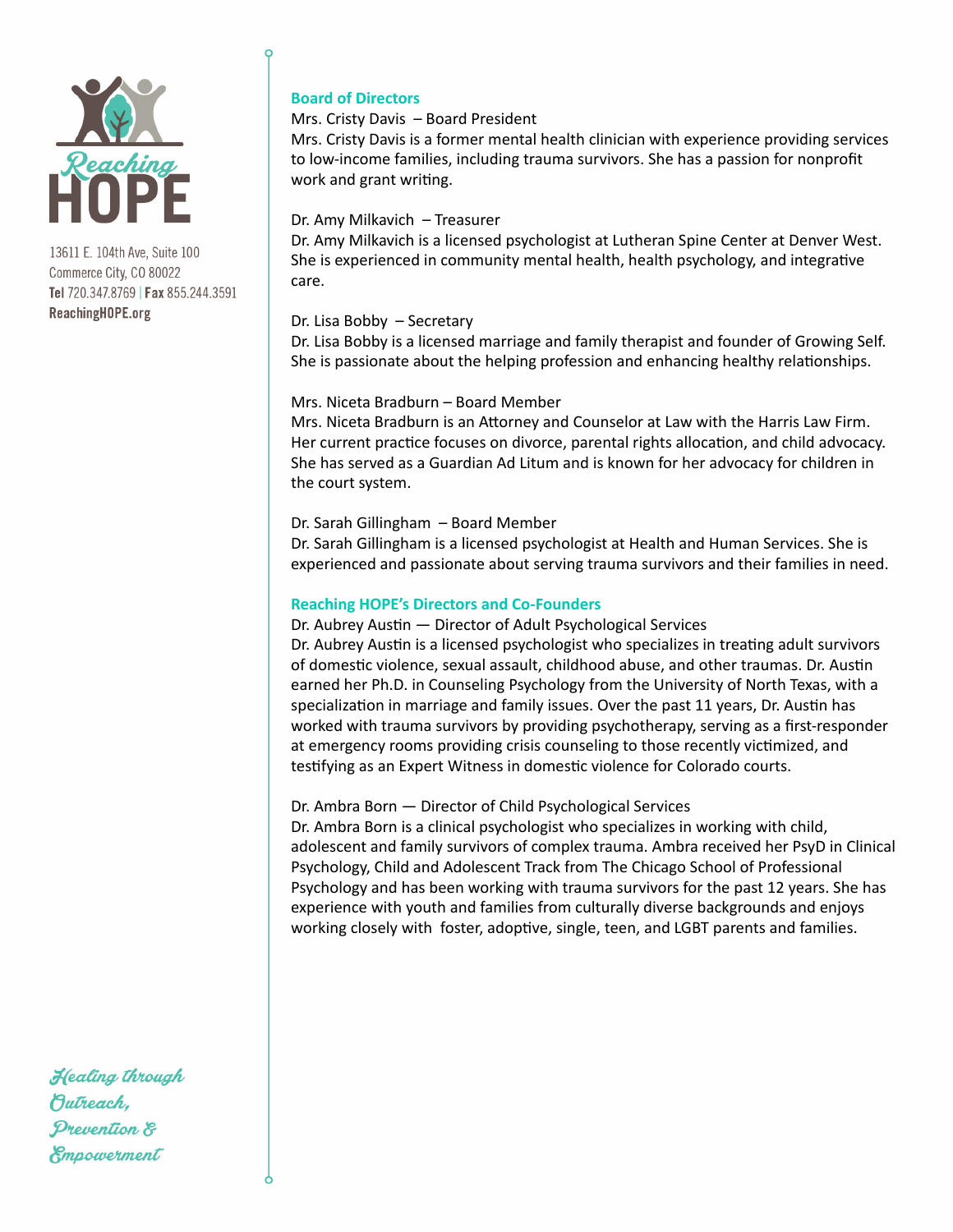Reaching HOPE

13611 E. 104th Ave, Suite 100
Commerce City, CO 80022
**Tel** 720.347.8769 | **Fax** 855.244.3591
**ReachingHOPE.org**

## Board of Directors

Mrs. Cristy Davis – Board President
Mrs. Cristy Davis is a former mental health clinician with experience providing services to low-income families, including trauma survivors. She has a passion for nonprofit work and grant writing.

Dr. Amy Milkavich – Treasurer
Dr. Amy Milkavich is a licensed psychologist at Lutheran Spine Center at Denver West. She is experienced in community mental health, health psychology, and integrative care.

Dr. Lisa Bobby – Secretary
Dr. Lisa Bobby is a licensed marriage and family therapist and founder of Growing Self. She is passionate about the helping profession and enhancing healthy relationships.

Mrs. Niceta Bradburn – Board Member
Mrs. Niceta Bradburn is an Attorney and Counselor at Law with the Harris Law Firm. Her current practice focuses on divorce, parental rights allocation, and child advocacy. She has served as a Guardian Ad Litum and is known for her advocacy for children in the court system.

Dr. Sarah Gillingham – Board Member
Dr. Sarah Gillingham is a licensed psychologist at Health and Human Services. She is experienced and passionate about serving trauma survivors and their families in need.

## Reaching HOPE's Directors and Co-Founders

Dr. Aubrey Austin — Director of Adult Psychological Services
Dr. Aubrey Austin is a licensed psychologist who specializes in treating adult survivors of domestic violence, sexual assault, childhood abuse, and other traumas. Dr. Austin earned her Ph.D. in Counseling Psychology from the University of North Texas, with a specialization in marriage and family issues. Over the past 11 years, Dr. Austin has worked with trauma survivors by providing psychotherapy, serving as a first-responder at emergency rooms providing crisis counseling to those recently victimized, and testifying as an Expert Witness in domestic violence for Colorado courts.

Dr. Ambra Born — Director of Child Psychological Services
Dr. Ambra Born is a clinical psychologist who specializes in working with child, adolescent and family survivors of complex trauma. Ambra received her PsyD in Clinical Psychology, Child and Adolescent Track from The Chicago School of Professional Psychology and has been working with trauma survivors for the past 12 years. She has experience with youth and families from culturally diverse backgrounds and enjoys working closely with foster, adoptive, single, teen, and LGBT parents and families.

*Healing through Outreach, Prevention & Empowerment*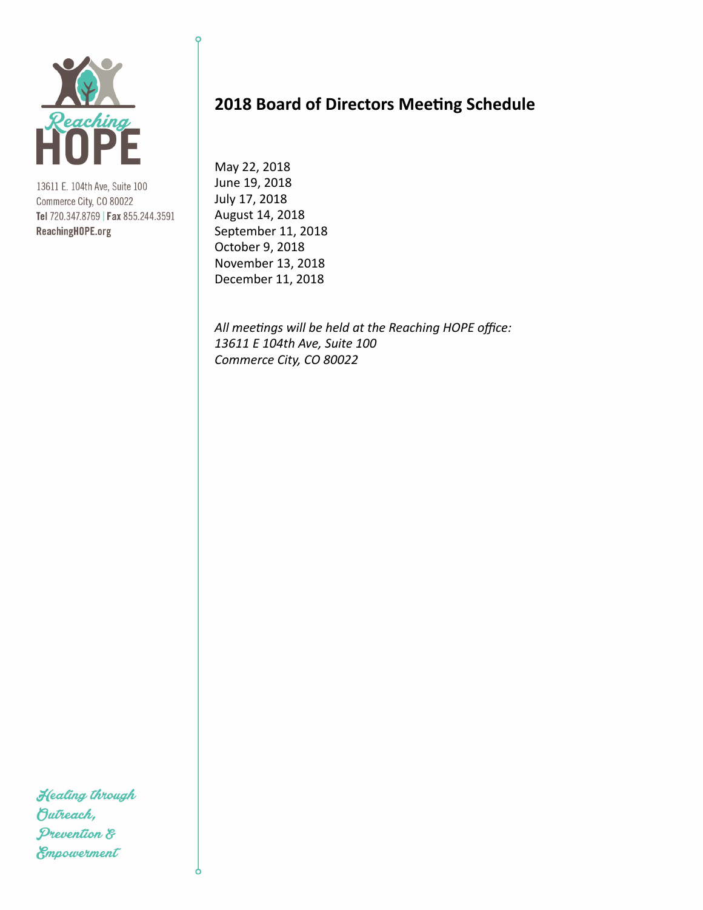Reaching HOPE

13611 E. 104th Ave, Suite 100
Commerce City, CO 80022
**Tel** 720.347.8769 | **Fax** 855.244.3591
**ReachingHOPE.org**

## 2018 Board of Directors Meeting Schedule

May 22, 2018
June 19, 2018
July 17, 2018
August 14, 2018
September 11, 2018
October 9, 2018
November 13, 2018
December 11, 2018

*All meetings will be held at the Reaching HOPE office:*
*13611 E 104th Ave, Suite 100*
*Commerce City, CO 80022*

*Healing through Outreach, Prevention & Empowerment*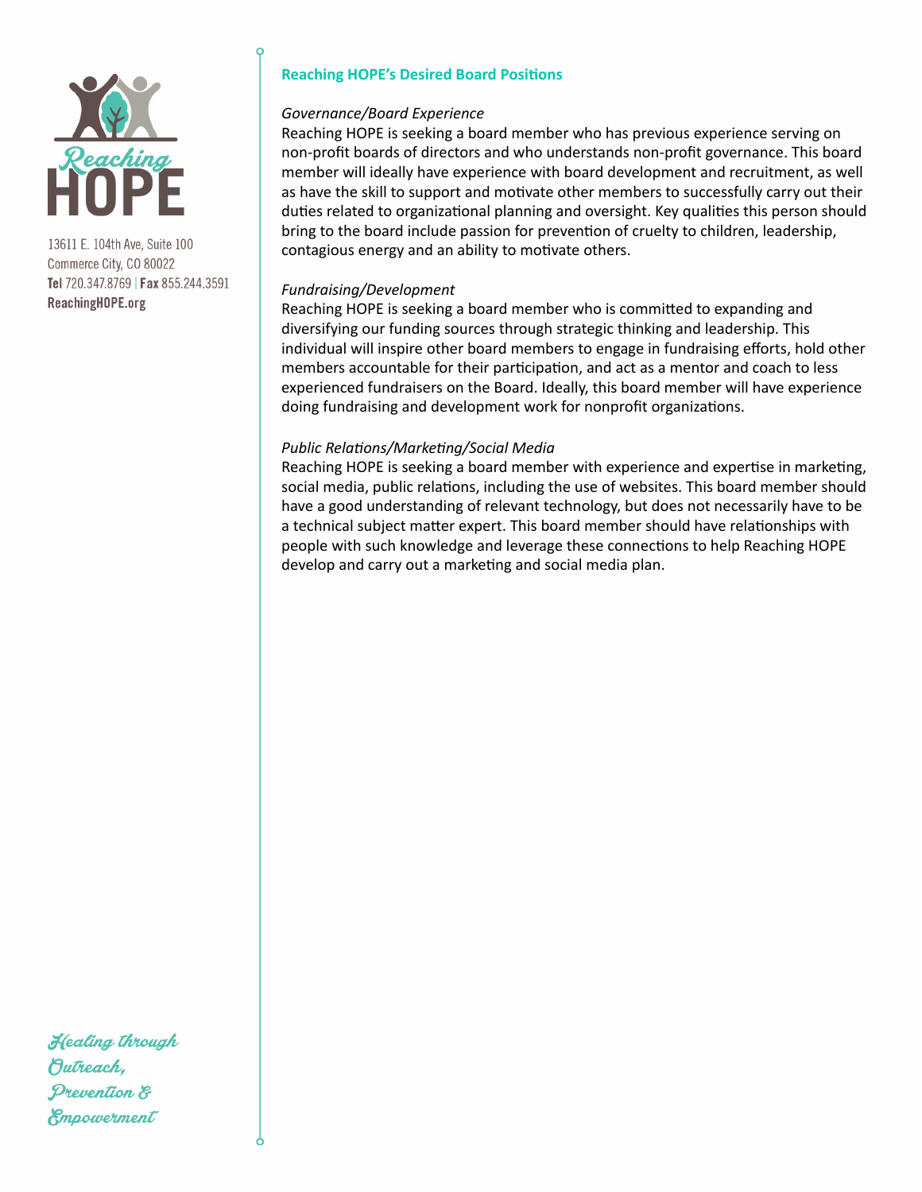Reaching HOPE

13611 E. 104th Ave, Suite 100
Commerce City, CO 80022
**Tel** 720.347.8769 | **Fax** 855.244.3591
**ReachingHOPE.org**

## Reaching HOPE's Desired Board Positions

*Governance/Board Experience*

Reaching HOPE is seeking a board member who has previous experience serving on non-profit boards of directors and who understands non-profit governance. This board member will ideally have experience with board development and recruitment, as well as have the skill to support and motivate other members to successfully carry out their duties related to organizational planning and oversight. Key qualities this person should bring to the board include passion for prevention of cruelty to children, leadership, contagious energy and an ability to motivate others.

*Fundraising/Development*

Reaching HOPE is seeking a board member who is committed to expanding and diversifying our funding sources through strategic thinking and leadership. This individual will inspire other board members to engage in fundraising efforts, hold other members accountable for their participation, and act as a mentor and coach to less experienced fundraisers on the Board. Ideally, this board member will have experience doing fundraising and development work for nonprofit organizations.

*Public Relations/Marketing/Social Media*

Reaching HOPE is seeking a board member with experience and expertise in marketing, social media, public relations, including the use of websites. This board member should have a good understanding of relevant technology, but does not necessarily have to be a technical subject matter expert. This board member should have relationships with people with such knowledge and leverage these connections to help Reaching HOPE develop and carry out a marketing and social media plan.

*Healing through Outreach, Prevention & Empowerment*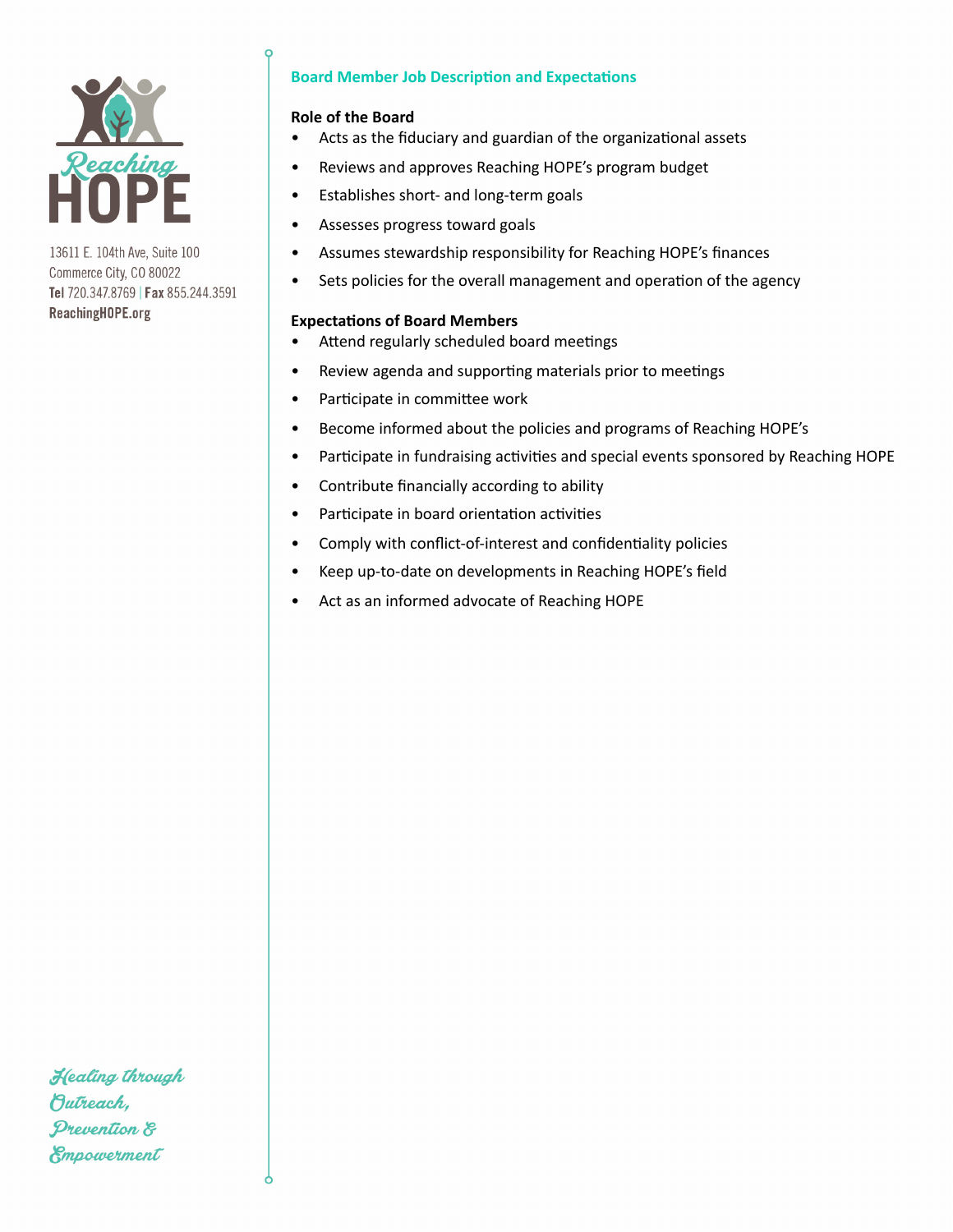Reaching HOPE

13611 E. 104th Ave, Suite 100
Commerce City, CO 80022
**Tel** 720.347.8769 | **Fax** 855.244.3591
**ReachingHOPE.org**

## Board Member Job Description and Expectations

### Role of the Board

- Acts as the fiduciary and guardian of the organizational assets
- Reviews and approves Reaching HOPE's program budget
- Establishes short- and long-term goals
- Assesses progress toward goals
- Assumes stewardship responsibility for Reaching HOPE's finances
- Sets policies for the overall management and operation of the agency

### Expectations of Board Members

- Attend regularly scheduled board meetings
- Review agenda and supporting materials prior to meetings
- Participate in committee work
- Become informed about the policies and programs of Reaching HOPE's
- Participate in fundraising activities and special events sponsored by Reaching HOPE
- Contribute financially according to ability
- Participate in board orientation activities
- Comply with conflict-of-interest and confidentiality policies
- Keep up-to-date on developments in Reaching HOPE's field
- Act as an informed advocate of Reaching HOPE

*Healing through Outreach, Prevention & Empowerment*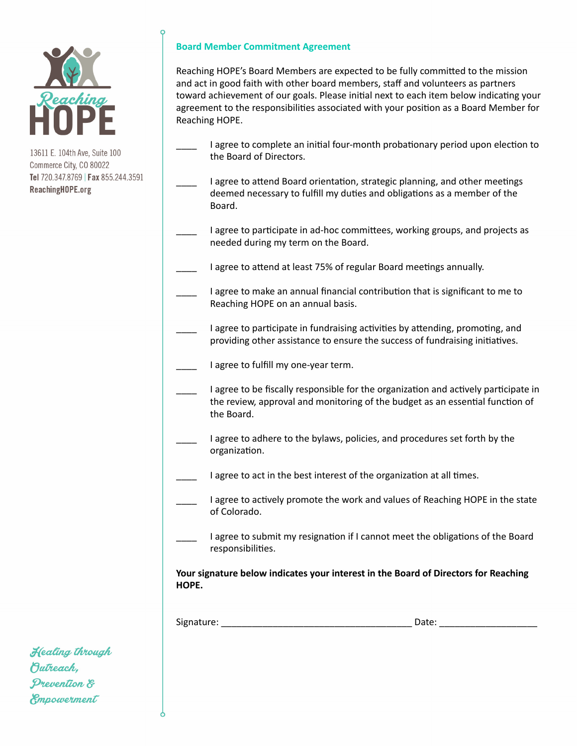Reaching HOPE

13611 E. 104th Ave, Suite 100
Commerce City, CO 80022
**Tel** 720.347.8769 | **Fax** 855.244.3591
**ReachingHOPE.org**

## Board Member Commitment Agreement

Reaching HOPE's Board Members are expected to be fully committed to the mission and act in good faith with other board members, staff and volunteers as partners toward achievement of our goals. Please initial next to each item below indicating your agreement to the responsibilities associated with your position as a Board Member for Reaching HOPE.

____ I agree to complete an initial four-month probationary period upon election to the Board of Directors.

____ I agree to attend Board orientation, strategic planning, and other meetings deemed necessary to fulfill my duties and obligations as a member of the Board.

____ I agree to participate in ad-hoc committees, working groups, and projects as needed during my term on the Board.

____ I agree to attend at least 75% of regular Board meetings annually.

____ I agree to make an annual financial contribution that is significant to me to Reaching HOPE on an annual basis.

____ I agree to participate in fundraising activities by attending, promoting, and providing other assistance to ensure the success of fundraising initiatives.

____ I agree to fulfill my one-year term.

____ I agree to be fiscally responsible for the organization and actively participate in the review, approval and monitoring of the budget as an essential function of the Board.

____ I agree to adhere to the bylaws, policies, and procedures set forth by the organization.

____ I agree to act in the best interest of the organization at all times.

____ I agree to actively promote the work and values of Reaching HOPE in the state of Colorado.

____ I agree to submit my resignation if I cannot meet the obligations of the Board responsibilities.

**Your signature below indicates your interest in the Board of Directors for Reaching HOPE.**

Signature: ______________________________________ Date: ___________________

*Healing through Outreach, Prevention & Empowerment*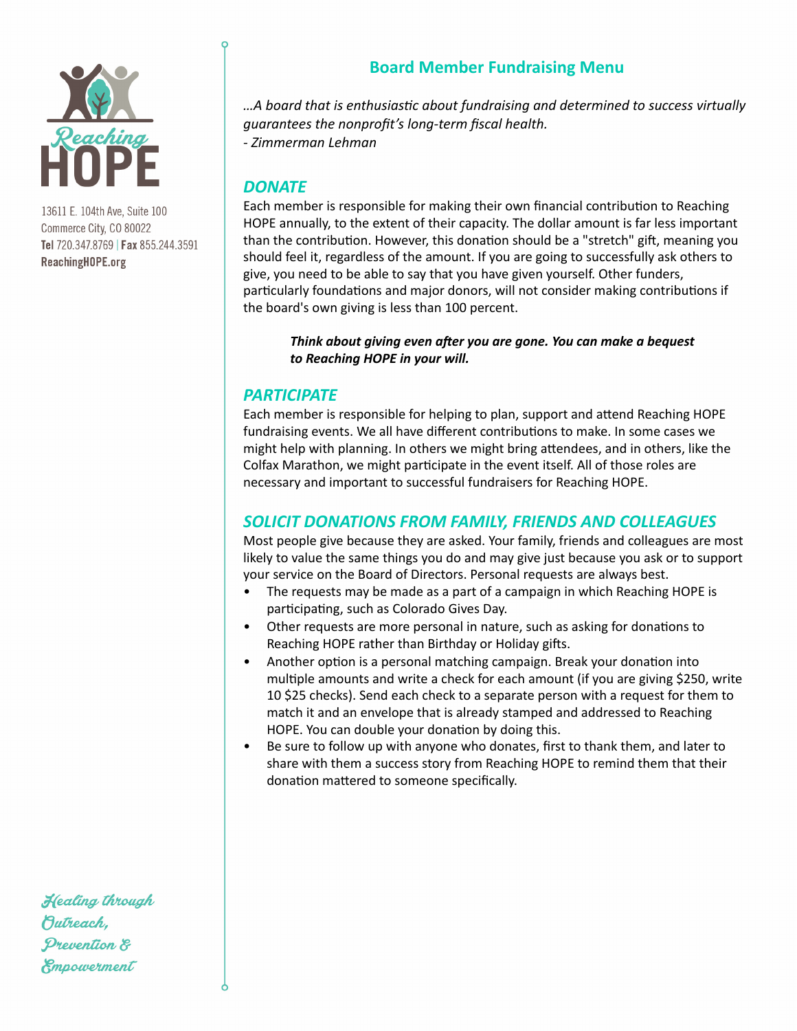13611 E. 104th Ave, Suite 100
Commerce City, CO 80022
**Tel** 720.347.8769 | **Fax** 855.244.3591
**ReachingHOPE.org**

## Board Member Fundraising Menu

*…A board that is enthusiastic about fundraising and determined to success virtually guarantees the nonprofit's long-term fiscal health.*
*- Zimmerman Lehman*

### *DONATE*

Each member is responsible for making their own financial contribution to Reaching HOPE annually, to the extent of their capacity. The dollar amount is far less important than the contribution. However, this donation should be a "stretch" gift, meaning you should feel it, regardless of the amount. If you are going to successfully ask others to give, you need to be able to say that you have given yourself. Other funders, particularly foundations and major donors, will not consider making contributions if the board's own giving is less than 100 percent.

> ***Think about giving even after you are gone. You can make a bequest to Reaching HOPE in your will.***

### *PARTICIPATE*

Each member is responsible for helping to plan, support and attend Reaching HOPE fundraising events. We all have different contributions to make. In some cases we might help with planning. In others we might bring attendees, and in others, like the Colfax Marathon, we might participate in the event itself. All of those roles are necessary and important to successful fundraisers for Reaching HOPE.

### *SOLICIT DONATIONS FROM FAMILY, FRIENDS AND COLLEAGUES*

Most people give because they are asked. Your family, friends and colleagues are most likely to value the same things you do and may give just because you ask or to support your service on the Board of Directors. Personal requests are always best.

- The requests may be made as a part of a campaign in which Reaching HOPE is participating, such as Colorado Gives Day.
- Other requests are more personal in nature, such as asking for donations to Reaching HOPE rather than Birthday or Holiday gifts.
- Another option is a personal matching campaign. Break your donation into multiple amounts and write a check for each amount (if you are giving $250, write 10 $25 checks). Send each check to a separate person with a request for them to match it and an envelope that is already stamped and addressed to Reaching HOPE. You can double your donation by doing this.
- Be sure to follow up with anyone who donates, first to thank them, and later to share with them a success story from Reaching HOPE to remind them that their donation mattered to someone specifically.

*Healing through Outreach, Prevention & Empowerment*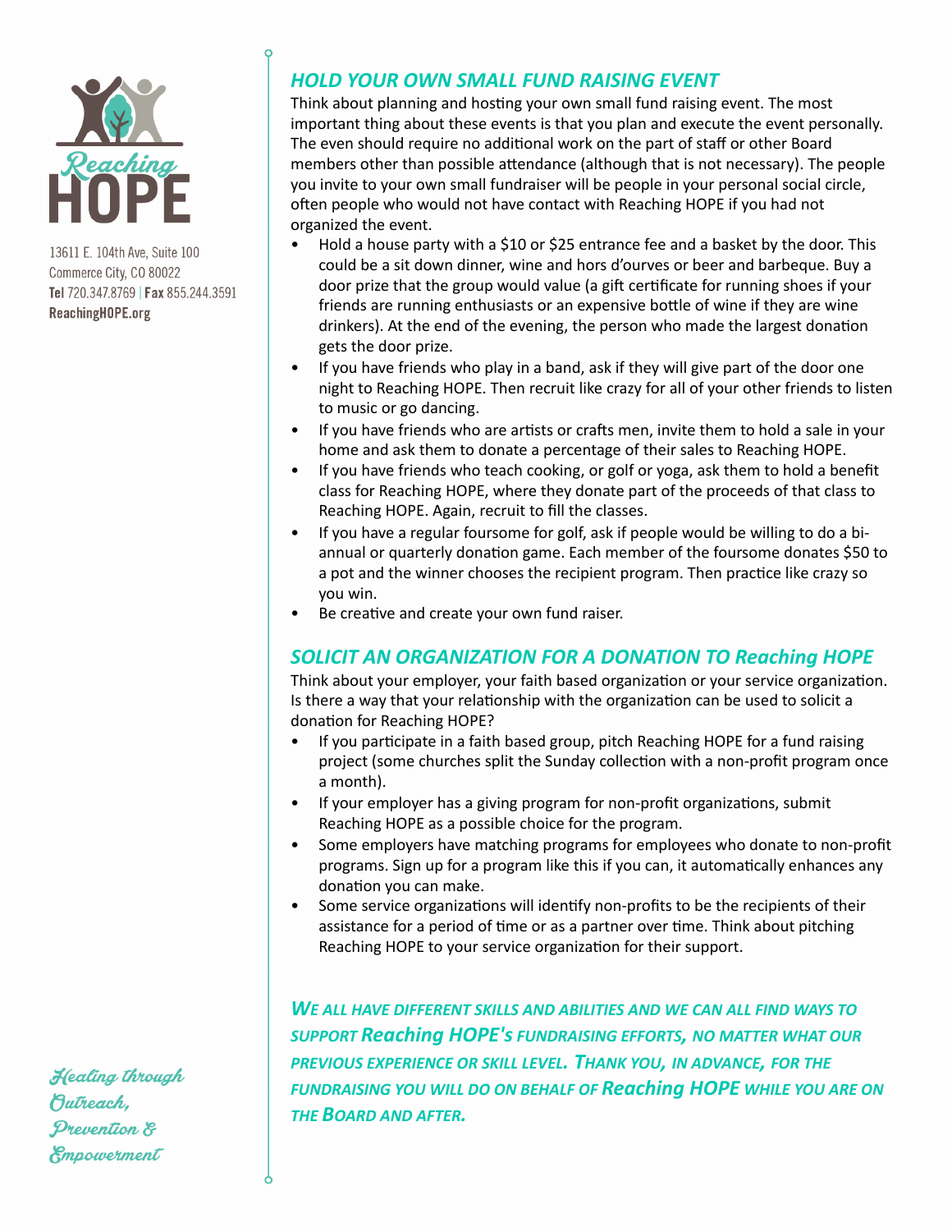## *HOLD YOUR OWN SMALL FUND RAISING EVENT*

Think about planning and hosting your own small fund raising event. The most important thing about these events is that you plan and execute the event personally. The even should require no additional work on the part of staff or other Board members other than possible attendance (although that is not necessary). The people you invite to your own small fundraiser will be people in your personal social circle, often people who would not have contact with Reaching HOPE if you had not organized the event.

- Hold a house party with a $10 or $25 entrance fee and a basket by the door. This could be a sit down dinner, wine and hors d'ourves or beer and barbeque. Buy a door prize that the group would value (a gift certificate for running shoes if your friends are running enthusiasts or an expensive bottle of wine if they are wine drinkers). At the end of the evening, the person who made the largest donation gets the door prize.
- If you have friends who play in a band, ask if they will give part of the door one night to Reaching HOPE. Then recruit like crazy for all of your other friends to listen to music or go dancing.
- If you have friends who are artists or crafts men, invite them to hold a sale in your home and ask them to donate a percentage of their sales to Reaching HOPE.
- If you have friends who teach cooking, or golf or yoga, ask them to hold a benefit class for Reaching HOPE, where they donate part of the proceeds of that class to Reaching HOPE. Again, recruit to fill the classes.
- If you have a regular foursome for golf, ask if people would be willing to do a bi-annual or quarterly donation game. Each member of the foursome donates $50 to a pot and the winner chooses the recipient program. Then practice like crazy so you win.
- Be creative and create your own fund raiser.

## *SOLICIT AN ORGANIZATION FOR A DONATION TO Reaching HOPE*

Think about your employer, your faith based organization or your service organization. Is there a way that your relationship with the organization can be used to solicit a donation for Reaching HOPE?

- If you participate in a faith based group, pitch Reaching HOPE for a fund raising project (some churches split the Sunday collection with a non-profit program once a month).
- If your employer has a giving program for non-profit organizations, submit Reaching HOPE as a possible choice for the program.
- Some employers have matching programs for employees who donate to non-profit programs. Sign up for a program like this if you can, it automatically enhances any donation you can make.
- Some service organizations will identify non-profits to be the recipients of their assistance for a period of time or as a partner over time. Think about pitching Reaching HOPE to your service organization for their support.

***WE ALL HAVE DIFFERENT SKILLS AND ABILITIES AND WE CAN ALL FIND WAYS TO SUPPORT Reaching HOPE'S FUNDRAISING EFFORTS, NO MATTER WHAT OUR PREVIOUS EXPERIENCE OR SKILL LEVEL. THANK YOU, IN ADVANCE, FOR THE FUNDRAISING YOU WILL DO ON BEHALF OF Reaching HOPE WHILE YOU ARE ON THE BOARD AND AFTER.***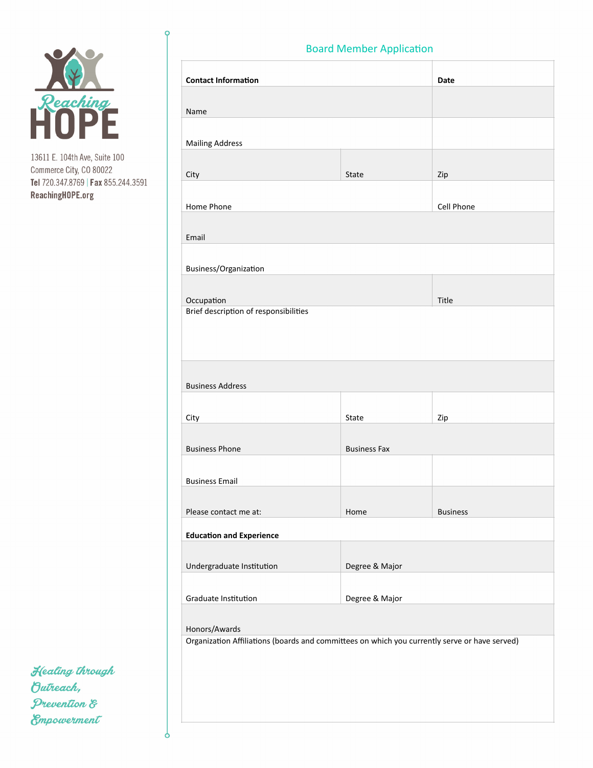Reaching HOPE

13611 E. 104th Ave, Suite 100
Commerce City, CO 80022
**Tel** 720.347.8769 | **Fax** 855.244.3591
**ReachingHOPE.org**

## Board Member Application

| **Contact Information** | | **Date** |
|---|---|---|
| Name | | |
| Mailing Address | | |
| City | State | Zip |
| Home Phone | | Cell Phone |
| Email | | |
| Business/Organization | | |
| Occupation | | Title |
| Brief description of responsibilities | | |
| Business Address | | |
| City | State | Zip |
| Business Phone | Business Fax | |
| Business Email | | |
| Please contact me at: | Home | Business |
| **Education and Experience** | | |
| Undergraduate Institution | Degree & Major | |
| Graduate Institution | Degree & Major | |
| Honors/Awards | | |
| Organization Affiliations (boards and committees on which you currently serve or have served) | | |

*Healing through Outreach, Prevention & Empowerment*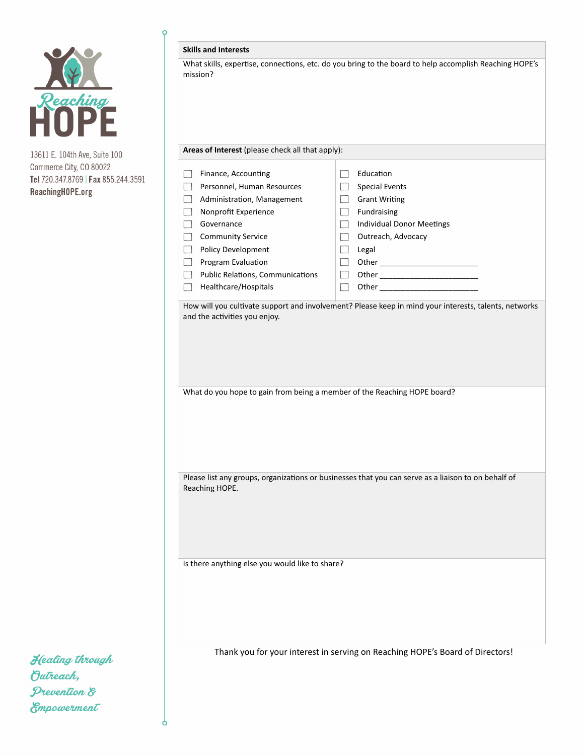Reaching HOPE

13611 E. 104th Ave, Suite 100
Commerce City, CO 80022
**Tel** 720.347.8769 | **Fax** 855.244.3591
**ReachingHOPE.org**

**Skills and Interests**

What skills, expertise, connections, etc. do you bring to the board to help accomplish Reaching HOPE's mission?

**Areas of Interest** (please check all that apply):

- ☐ Finance, Accounting
- ☐ Personnel, Human Resources
- ☐ Administration, Management
- ☐ Nonprofit Experience
- ☐ Governance
- ☐ Community Service
- ☐ Policy Development
- ☐ Program Evaluation
- ☐ Public Relations, Communications
- ☐ Healthcare/Hospitals
- ☐ Education
- ☐ Special Events
- ☐ Grant Writing
- ☐ Fundraising
- ☐ Individual Donor Meetings
- ☐ Outreach, Advocacy
- ☐ Legal
- ☐ Other ______________________
- ☐ Other ______________________
- ☐ Other ______________________

How will you cultivate support and involvement? Please keep in mind your interests, talents, networks and the activities you enjoy.

What do you hope to gain from being a member of the Reaching HOPE board?

Please list any groups, organizations or businesses that you can serve as a liaison to on behalf of Reaching HOPE.

Is there anything else you would like to share?

Thank you for your interest in serving on Reaching HOPE's Board of Directors!

*Healing through Outreach, Prevention & Empowerment*